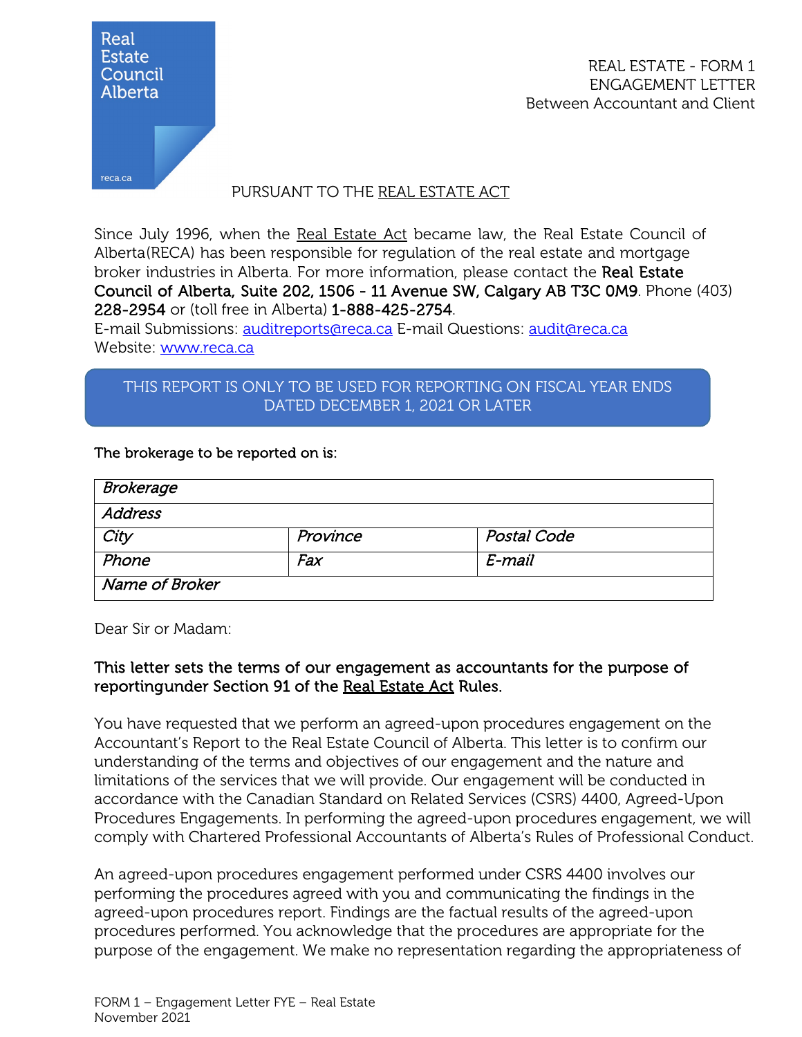Real Estate Council Alberta

reca.ca

REAL ESTATE - FORM 1
ENGAGEMENT LETTER
Between Accountant and Client

PURSUANT TO THE REAL ESTATE ACT

Since July 1996, when the Real Estate Act became law, the Real Estate Council of Alberta(RECA) has been responsible for regulation of the real estate and mortgage broker industries in Alberta. For more information, please contact the **Real Estate Council of Alberta, Suite 202, 1506 - 11 Avenue SW, Calgary AB T3C 0M9**. Phone (403) **228-2954** or (toll free in Alberta) **1-888-425-2754**.
E-mail Submissions: auditreports@reca.ca E-mail Questions: audit@reca.ca
Website: www.reca.ca

THIS REPORT IS ONLY TO BE USED FOR REPORTING ON FISCAL YEAR ENDS DATED DECEMBER 1, 2021 OR LATER

The brokerage to be reported on is:

| | | |
|---|---|---|
| *Brokerage* | | |
| *Address* | | |
| *City* | *Province* | *Postal Code* |
| *Phone* | *Fax* | *E-mail* |
| *Name of Broker* | | |

Dear Sir or Madam:

**This letter sets the terms of our engagement as accountants for the purpose of reportingunder Section 91 of the Real Estate Act Rules.**

You have requested that we perform an agreed-upon procedures engagement on the Accountant's Report to the Real Estate Council of Alberta. This letter is to confirm our understanding of the terms and objectives of our engagement and the nature and limitations of the services that we will provide. Our engagement will be conducted in accordance with the Canadian Standard on Related Services (CSRS) 4400, Agreed-Upon Procedures Engagements. In performing the agreed-upon procedures engagement, we will comply with Chartered Professional Accountants of Alberta's Rules of Professional Conduct.

An agreed-upon procedures engagement performed under CSRS 4400 involves our performing the procedures agreed with you and communicating the findings in the agreed-upon procedures report. Findings are the factual results of the agreed-upon procedures performed. You acknowledge that the procedures are appropriate for the purpose of the engagement. We make no representation regarding the appropriateness of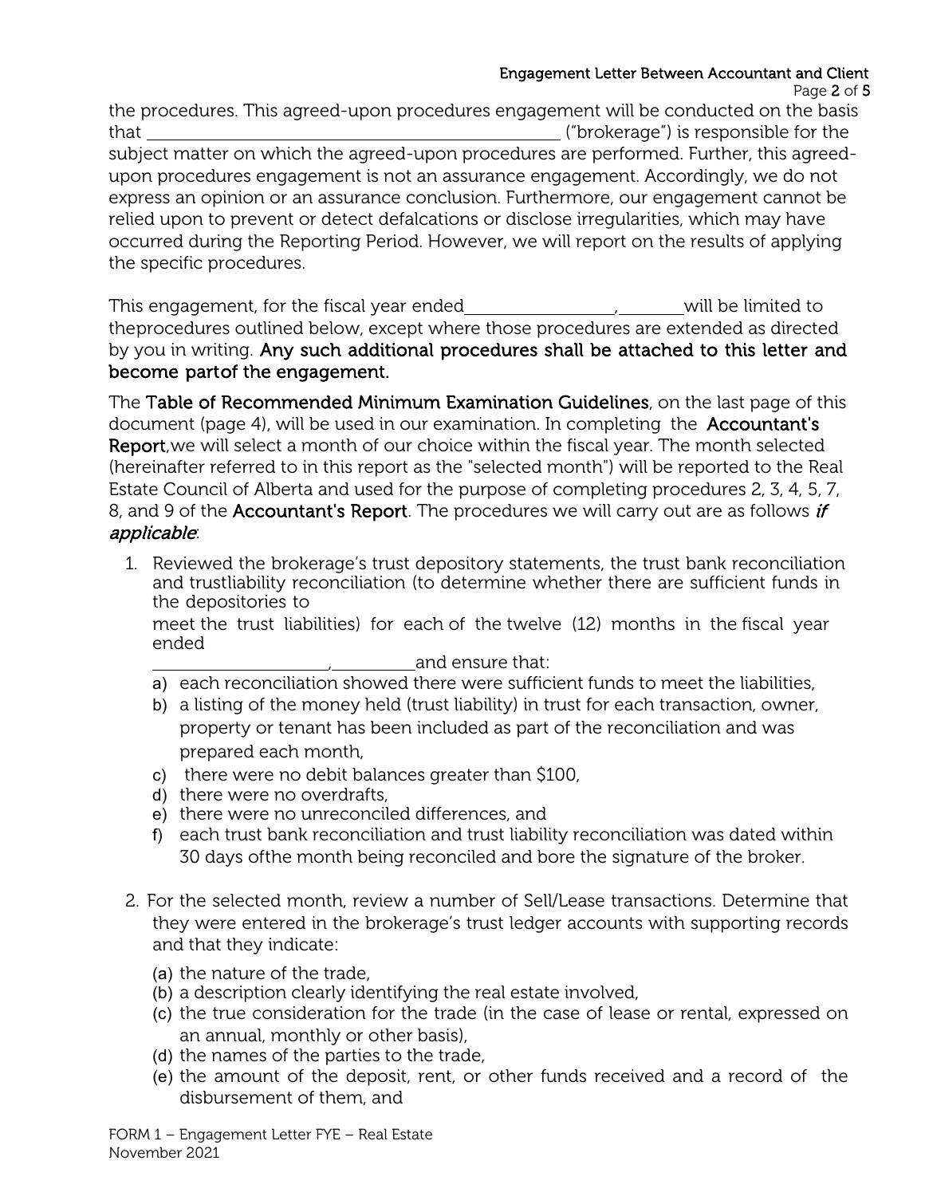the procedures. This agreed-upon procedures engagement will be conducted on the basis that ______________________________________________ ("brokerage") is responsible for the subject matter on which the agreed-upon procedures are performed. Further, this agreed-upon procedures engagement is not an assurance engagement. Accordingly, we do not express an opinion or an assurance conclusion. Furthermore, our engagement cannot be relied upon to prevent or detect defalcations or disclose irregularities, which may have occurred during the Reporting Period. However, we will report on the results of applying the specific procedures.

This engagement, for the fiscal year ended________________,_______will be limited to theprocedures outlined below, except where those procedures are extended as directed by you in writing. **Any such additional procedures shall be attached to this letter and become partof the engagement.**

The **Table of Recommended Minimum Examination Guidelines**, on the last page of this document (page 4), will be used in our examination. In completing the **Accountant's Report**,we will select a month of our choice within the fiscal year. The month selected (hereinafter referred to in this report as the "selected month") will be reported to the Real Estate Council of Alberta and used for the purpose of completing procedures 2, 3, 4, 5, 7, 8, and 9 of the **Accountant's Report**. The procedures we will carry out are as follows ***if applicable***:

1. Reviewed the brokerage's trust depository statements, the trust bank reconciliation and trustliability reconciliation (to determine whether there are sufficient funds in the depositories to meet the trust liabilities) for each of the twelve (12) months in the fiscal year ended ____________________,__________and ensure that:
   a) each reconciliation showed there were sufficient funds to meet the liabilities,
   b) a listing of the money held (trust liability) in trust for each transaction, owner, property or tenant has been included as part of the reconciliation and was prepared each month,
   c) there were no debit balances greater than $100,
   d) there were no overdrafts,
   e) there were no unreconciled differences, and
   f) each trust bank reconciliation and trust liability reconciliation was dated within 30 days ofthe month being reconciled and bore the signature of the broker.

2. For the selected month, review a number of Sell/Lease transactions. Determine that they were entered in the brokerage's trust ledger accounts with supporting records and that they indicate:

   (a) the nature of the trade,
   (b) a description clearly identifying the real estate involved,
   (c) the true consideration for the trade (in the case of lease or rental, expressed on an annual, monthly or other basis),
   (d) the names of the parties to the trade,
   (e) the amount of the deposit, rent, or other funds received and a record of the disbursement of them, and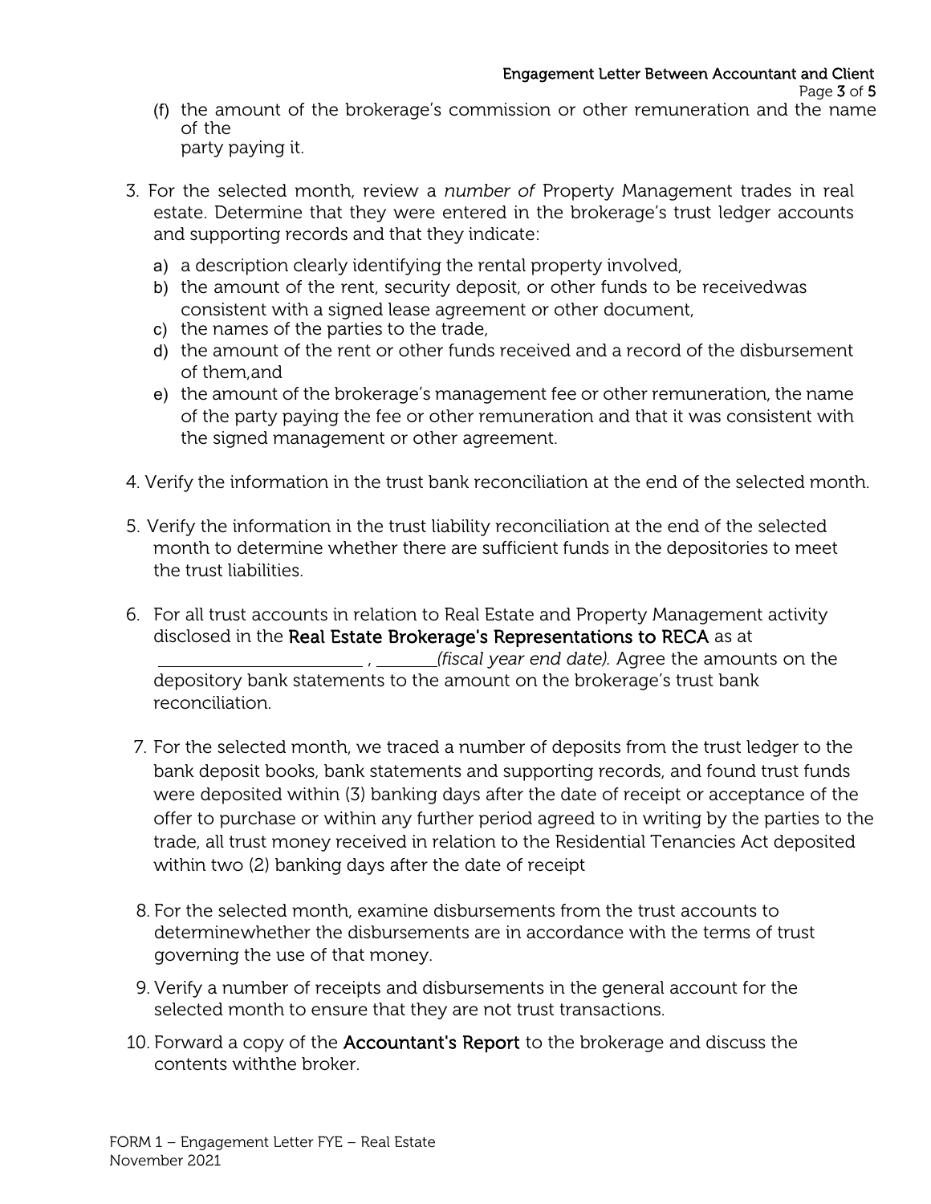(f) the amount of the brokerage's commission or other remuneration and the name of the party paying it.

3. For the selected month, review a *number of* Property Management trades in real estate. Determine that they were entered in the brokerage's trust ledger accounts and supporting records and that they indicate:

   a) a description clearly identifying the rental property involved,
   b) the amount of the rent, security deposit, or other funds to be receivedwas consistent with a signed lease agreement or other document,
   c) the names of the parties to the trade,
   d) the amount of the rent or other funds received and a record of the disbursement of them,and
   e) the amount of the brokerage's management fee or other remuneration, the name of the party paying the fee or other remuneration and that it was consistent with the signed management or other agreement.

4. Verify the information in the trust bank reconciliation at the end of the selected month.

5. Verify the information in the trust liability reconciliation at the end of the selected month to determine whether there are sufficient funds in the depositories to meet the trust liabilities.

6. For all trust accounts in relation to Real Estate and Property Management activity disclosed in the **Real Estate Brokerage's Representations to RECA** as at ______________________ , _______*(fiscal year end date).* Agree the amounts on the depository bank statements to the amount on the brokerage's trust bank reconciliation.

7. For the selected month, we traced a number of deposits from the trust ledger to the bank deposit books, bank statements and supporting records, and found trust funds were deposited within (3) banking days after the date of receipt or acceptance of the offer to purchase or within any further period agreed to in writing by the parties to the trade, all trust money received in relation to the Residential Tenancies Act deposited within two (2) banking days after the date of receipt

8. For the selected month, examine disbursements from the trust accounts to determinewhether the disbursements are in accordance with the terms of trust governing the use of that money.

9. Verify a number of receipts and disbursements in the general account for the selected month to ensure that they are not trust transactions.

10. Forward a copy of the **Accountant's Report** to the brokerage and discuss the contents withthe broker.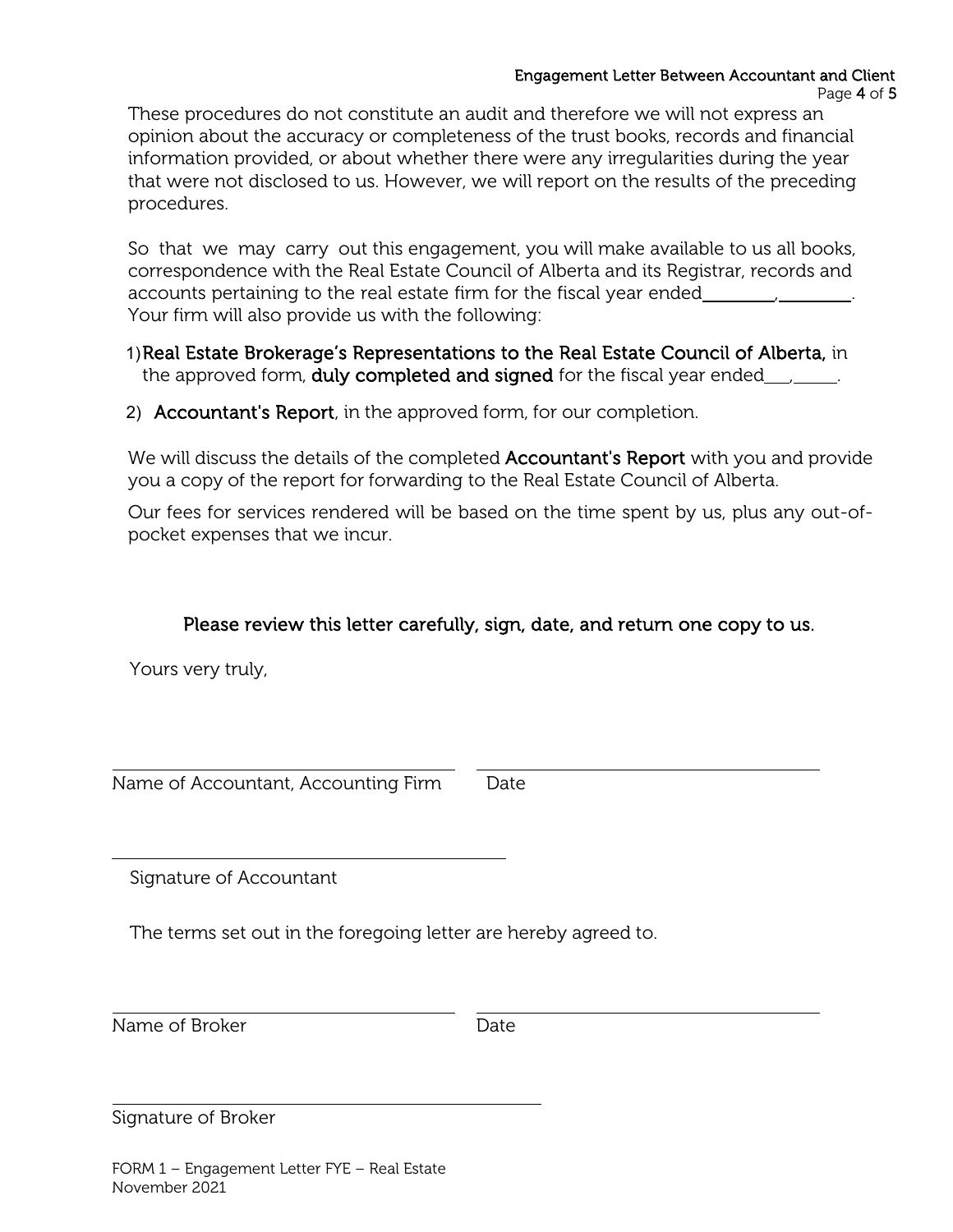These procedures do not constitute an audit and therefore we will not express an opinion about the accuracy or completeness of the trust books, records and financial information provided, or about whether there were any irregularities during the year that were not disclosed to us. However, we will report on the results of the preceding procedures.

So that we may carry out this engagement, you will make available to us all books, correspondence with the Real Estate Council of Alberta and its Registrar, records and accounts pertaining to the real estate firm for the fiscal year ended________,________. Your firm will also provide us with the following:

1) **Real Estate Brokerage's Representations to the Real Estate Council of Alberta,** in the approved form, **duly completed and signed** for the fiscal year ended___,_____.

2) **Accountant's Report**, in the approved form, for our completion.

We will discuss the details of the completed **Accountant's Report** with you and provide you a copy of the report for forwarding to the Real Estate Council of Alberta.

Our fees for services rendered will be based on the time spent by us, plus any out-of-pocket expenses that we incur.

**Please review this letter carefully, sign, date, and return one copy to us.**

Yours very truly,

______________________________ ______________________________

Name of Accountant, Accounting Firm Date

______________________________

Signature of Accountant

The terms set out in the foregoing letter are hereby agreed to.

______________________________ ______________________________

Name of Broker Date

______________________________

Signature of Broker

FORM 1 – Engagement Letter FYE – Real Estate
November 2021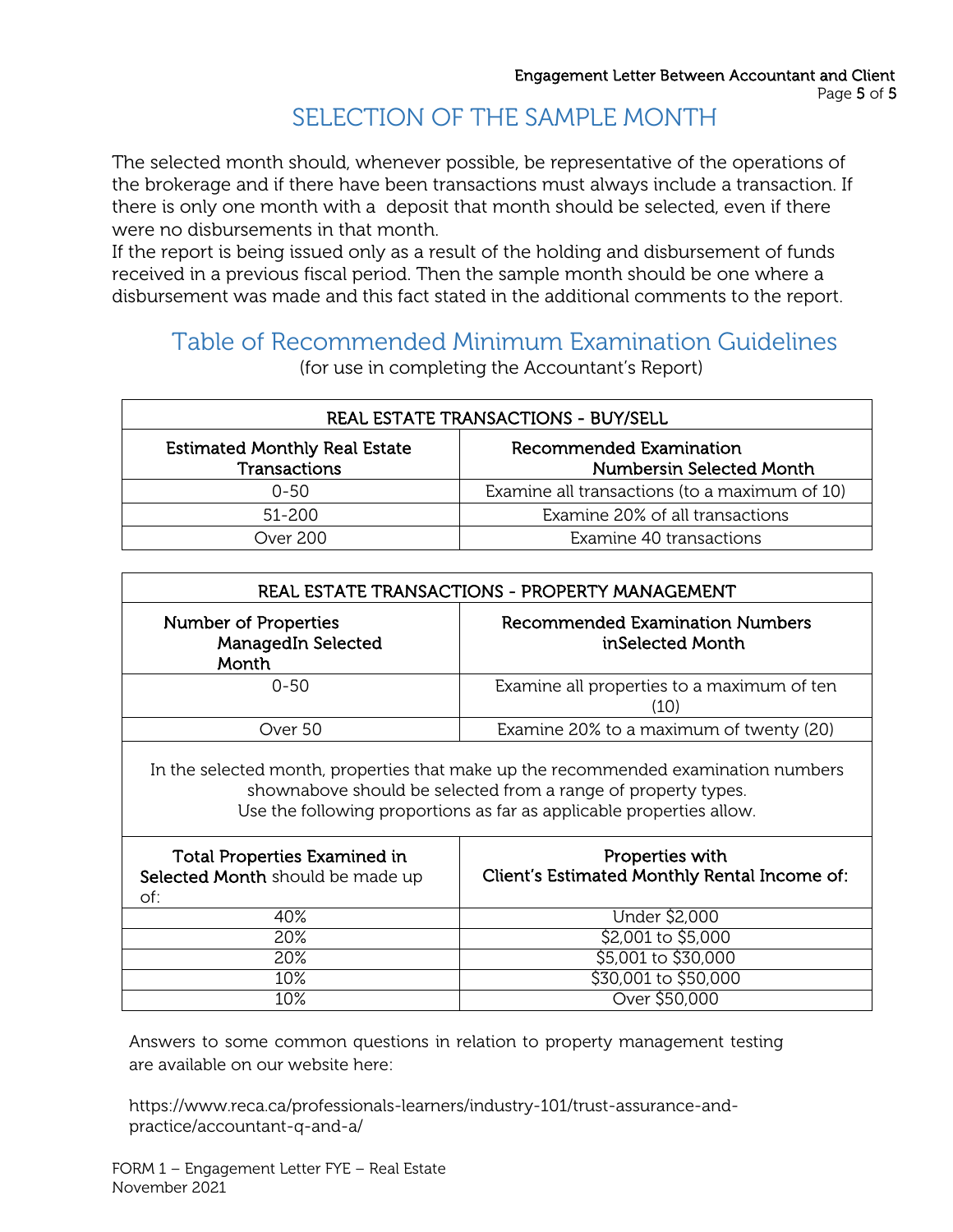# SELECTION OF THE SAMPLE MONTH

The selected month should, whenever possible, be representative of the operations of the brokerage and if there have been transactions must always include a transaction. If there is only one month with a deposit that month should be selected, even if there were no disbursements in that month.
If the report is being issued only as a result of the holding and disbursement of funds received in a previous fiscal period. Then the sample month should be one where a disbursement was made and this fact stated in the additional comments to the report.

## Table of Recommended Minimum Examination Guidelines

(for use in completing the Accountant's Report)

| REAL ESTATE TRANSACTIONS - BUY/SELL | |
|---|---|
| **Estimated Monthly Real Estate Transactions** | **Recommended Examination Numbersin Selected Month** |
| 0-50 | Examine all transactions (to a maximum of 10) |
| 51-200 | Examine 20% of all transactions |
| Over 200 | Examine 40 transactions |

| REAL ESTATE TRANSACTIONS - PROPERTY MANAGEMENT | |
|---|---|
| **Number of Properties ManagedIn Selected Month** | **Recommended Examination Numbers inSelected Month** |
| 0-50 | Examine all properties to a maximum of ten (10) |
| Over 50 | Examine 20% to a maximum of twenty (20) |
| In the selected month, properties that make up the recommended examination numbers shownabove should be selected from a range of property types. Use the following proportions as far as applicable properties allow. | |
| **Total Properties Examined in Selected Month** should be made up of: | **Properties with Client's Estimated Monthly Rental Income of:** |
| 40% | Under $2,000 |
| 20% | $2,001 to $5,000 |
| 20% | $5,001 to $30,000 |
| 10% | $30,001 to $50,000 |
| 10% | Over $50,000 |

Answers to some common questions in relation to property management testing are available on our website here:

https://www.reca.ca/professionals-learners/industry-101/trust-assurance-and-practice/accountant-q-and-a/

FORM 1 – Engagement Letter FYE – Real Estate
November 2021